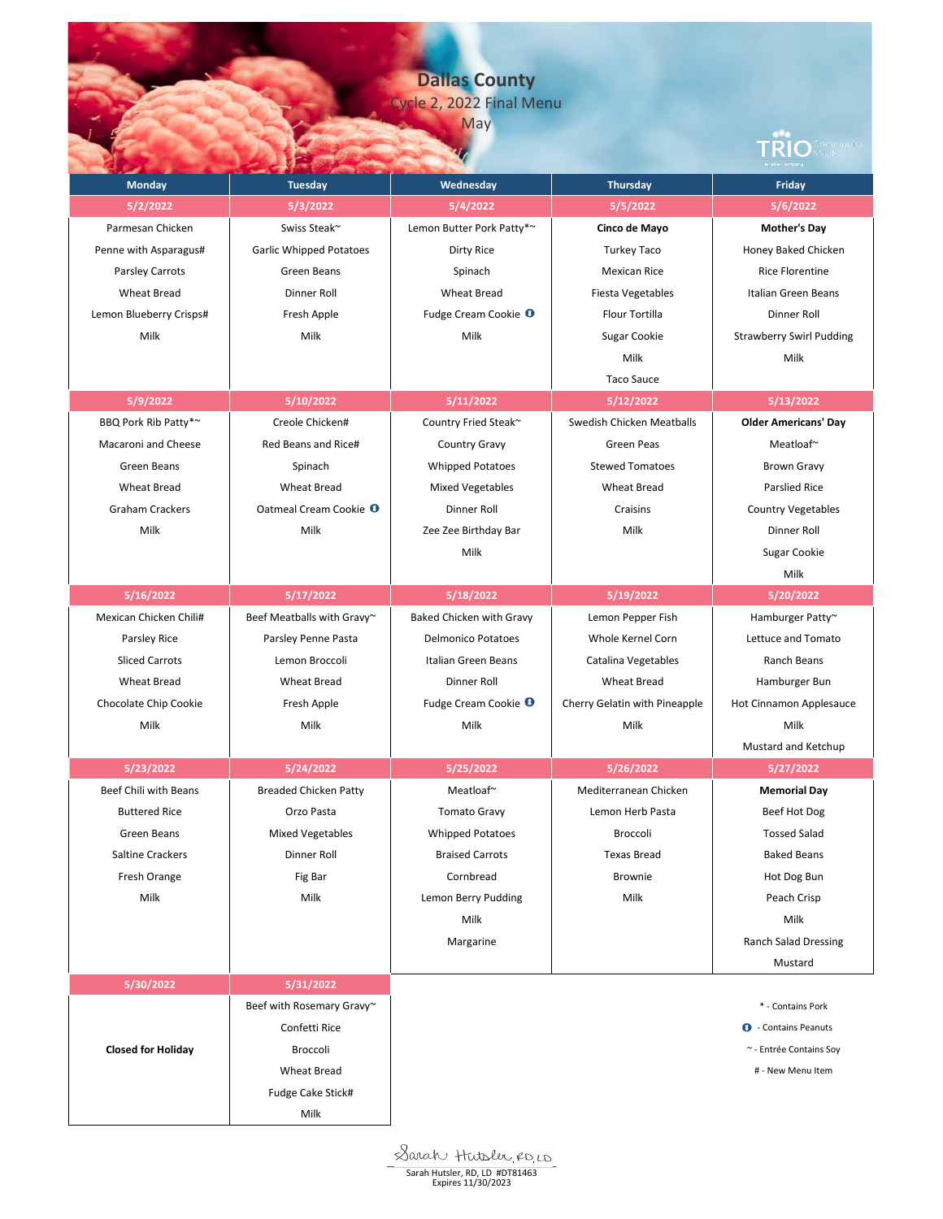# Dallas County

Cycle 2, 2022 Final Menu

May

TRIO Community Meals

| Monday | Tuesday | Wednesday | Thursday | Friday |
|---|---|---|---|---|
| **5/2/2022** | **5/3/2022** | **5/4/2022** | **5/5/2022** | **5/6/2022** |
| Parmesan Chicken<br>Penne with Asparagus#<br>Parsley Carrots<br>Wheat Bread<br>Lemon Blueberry Crisps#<br>Milk | Swiss Steak~<br>Garlic Whipped Potatoes<br>Green Beans<br>Dinner Roll<br>Fresh Apple<br>Milk | Lemon Butter Pork Patty*~<br>Dirty Rice<br>Spinach<br>Wheat Bread<br>Fudge Cream Cookie (P)<br>Milk | **Cinco de Mayo**<br>Turkey Taco<br>Mexican Rice<br>Fiesta Vegetables<br>Flour Tortilla<br>Sugar Cookie<br>Milk<br>Taco Sauce | **Mother's Day**<br>Honey Baked Chicken<br>Rice Florentine<br>Italian Green Beans<br>Dinner Roll<br>Strawberry Swirl Pudding<br>Milk |
| **5/9/2022** | **5/10/2022** | **5/11/2022** | **5/12/2022** | **5/13/2022** |
| BBQ Pork Rib Patty*~<br>Macaroni and Cheese<br>Green Beans<br>Wheat Bread<br>Graham Crackers<br>Milk | Creole Chicken#<br>Red Beans and Rice#<br>Spinach<br>Wheat Bread<br>Oatmeal Cream Cookie (P)<br>Milk | Country Fried Steak~<br>Country Gravy<br>Whipped Potatoes<br>Mixed Vegetables<br>Dinner Roll<br>Zee Zee Birthday Bar<br>Milk | Swedish Chicken Meatballs<br>Green Peas<br>Stewed Tomatoes<br>Wheat Bread<br>Craisins<br>Milk | **Older Americans' Day**<br>Meatloaf~<br>Brown Gravy<br>Parslied Rice<br>Country Vegetables<br>Dinner Roll<br>Sugar Cookie<br>Milk |
| **5/16/2022** | **5/17/2022** | **5/18/2022** | **5/19/2022** | **5/20/2022** |
| Mexican Chicken Chili#<br>Parsley Rice<br>Sliced Carrots<br>Wheat Bread<br>Chocolate Chip Cookie<br>Milk | Beef Meatballs with Gravy~<br>Parsley Penne Pasta<br>Lemon Broccoli<br>Wheat Bread<br>Fresh Apple<br>Milk | Baked Chicken with Gravy<br>Delmonico Potatoes<br>Italian Green Beans<br>Dinner Roll<br>Fudge Cream Cookie (P)<br>Milk | Lemon Pepper Fish<br>Whole Kernel Corn<br>Catalina Vegetables<br>Wheat Bread<br>Cherry Gelatin with Pineapple<br>Milk | Hamburger Patty~<br>Lettuce and Tomato<br>Ranch Beans<br>Hamburger Bun<br>Hot Cinnamon Applesauce<br>Milk<br>Mustard and Ketchup |
| **5/23/2022** | **5/24/2022** | **5/25/2022** | **5/26/2022** | **5/27/2022** |
| Beef Chili with Beans<br>Buttered Rice<br>Green Beans<br>Saltine Crackers<br>Fresh Orange<br>Milk | Breaded Chicken Patty<br>Orzo Pasta<br>Mixed Vegetables<br>Dinner Roll<br>Fig Bar<br>Milk | Meatloaf~<br>Tomato Gravy<br>Whipped Potatoes<br>Braised Carrots<br>Cornbread<br>Lemon Berry Pudding<br>Milk<br>Margarine | Mediterranean Chicken<br>Lemon Herb Pasta<br>Broccoli<br>Texas Bread<br>Brownie<br>Milk | **Memorial Day**<br>Beef Hot Dog<br>Tossed Salad<br>Baked Beans<br>Hot Dog Bun<br>Peach Crisp<br>Milk<br>Ranch Salad Dressing<br>Mustard |
| **5/30/2022** | **5/31/2022** | | | |
| **Closed for Holiday** | Beef with Rosemary Gravy~<br>Confetti Rice<br>Broccoli<br>Wheat Bread<br>Fudge Cake Stick#<br>Milk | | | |

\* - Contains Pork

(P) - Contains Peanuts

~ - Entrée Contains Soy

# - New Menu Item

Sarah Hutsler, RD, LD #DT81463
Expires 11/30/2023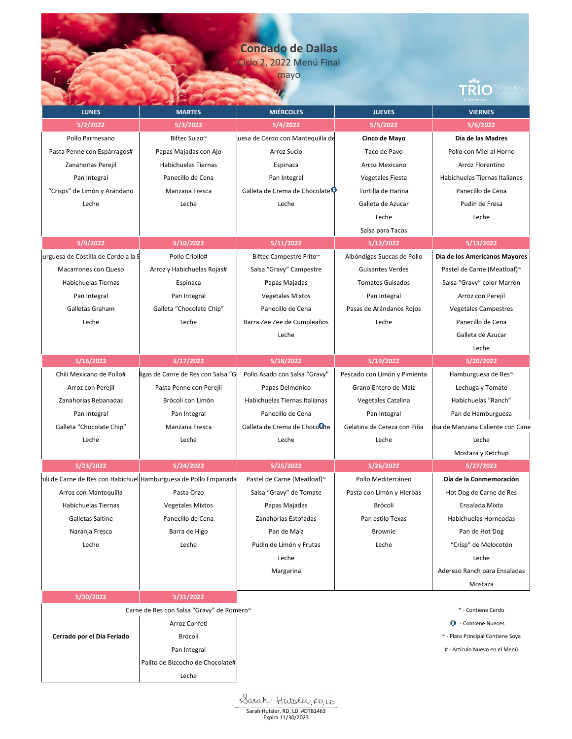# Condado de Dallas

Ciclo 2, 2022 Menú Final

mayo

| LUNES | MARTES | MIÉRCOLES | JUEVES | VIERNES |
|---|---|---|---|---|
| 5/2/2022 | 5/3/2022 | 5/4/2022 | 5/5/2022 | 5/6/2022 |
| Pollo Parmesano | Biftec Suizo~ | uesa de Cerdo con Mantequilla de | **Cinco de Mayo** | **Día de las Madres** |
| Pasta Penne con Espárragos# | Papas Majadas con Ajo | Arroz Sucio | Taco de Pavo | Pollo con Miel al Horno |
| Zanahorias Perejil | Habichuelas Tiernas | Espinaca | Arroz Mexicano | Arroz Florentino |
| Pan Integral | Panecillo de Cena | Pan Integral | Vegetales Fiesta | Habichuelas Tiernas Italianas |
| "Crisps" de Limón y Arándano | Manzana Fresca | Galleta de Crema de Chocolate | Tortilla de Harina | Panecillo de Cena |
| Leche | Leche | Leche | Galleta de Azucar | Pudin de Fresa |
| | | | Leche | Leche |
| | | | Salsa para Tacos | |
| 5/9/2022 | 5/10/2022 | 5/11/2022 | 5/12/2022 | 5/13/2022 |
| urguesa de Costilla de Cerdo a la B | Pollo Criollo# | Biftec Campestre Frito~ | Albóndigas Suecas de Pollo | **Día de los Americanos Mayores** |
| Macarrones con Queso | Arroz y Habichuelas Rojas# | Salsa "Gravy" Campestre | Guisantes Verdes | Pastel de Carne (Meatloaf)~ |
| Habichuelas Tiernas | Espinaca | Papas Majadas | Tomates Guisados | Salsa "Gravy" color Marrón |
| Pan Integral | Pan Integral | Vegetales Mixtos | Pan Integral | Arroz con Perejil |
| Galletas Graham | Galleta "Chocolate Chip" | Panecillo de Cena | Pasas de Arándanos Rojos | Vegetales Campestres |
| Leche | Leche | Barra Zee Zee de Cumpleaños | Leche | Panecillo de Cena |
| | | Leche | | Galleta de Azucar |
| | | | | Leche |
| 5/16/2022 | 5/17/2022 | 5/18/2022 | 5/19/2022 | 5/20/2022 |
| Chili Mexicano de Pollo# | igas de Carne de Res con Salsa "G | Pollo Asado con Salsa "Gravy" | Pescado con Limón y Pimienta | Hamburguesa de Res~ |
| Arroz con Perejil | Pasta Penne con Perejil | Papas Delmonico | Grano Entero de Maíz | Lechuga y Tomate |
| Zanahorias Rebanadas | Brócoli con Limón | Habichuelas Tiernas Italianas | Vegetales Catalina | Habichuelas "Ranch" |
| Pan Integral | Pan Integral | Panecillo de Cena | Pan Integral | Pan de Hamburguesa |
| Galleta "Chocolate Chip" | Manzana Fresca | Galleta de Crema de Chocolate | Gelatina de Cereza con Piña | lsa de Manzana Caliente con Cane |
| Leche | Leche | Leche | Leche | Leche |
| | | | | Mostaza y Ketchup |
| 5/23/2022 | 5/24/2022 | 5/25/2022 | 5/26/2022 | 5/27/2022 |
| hili de Carne de Res con Habichuel | Hamburguesa de Pollo Empanada | Pastel de Carne (Meatloaf)~ | Pollo Mediterráneo | **Día de la Conmemoración** |
| Arroz con Mantequilla | Pasta Orzo | Salsa "Gravy" de Tomate | Pasta con Limón y Hierbas | Hot Dog de Carne de Res |
| Habichuelas Tiernas | Vegetales Mixtos | Papas Majadas | Brócoli | Ensalada Mixta |
| Galletas Saltine | Panecillo de Cena | Zanahorias Estofadas | Pan estilo Texas | Habichuelas Horneadas |
| Naranja Fresca | Barra de Higo | Pan de Maíz | Brownie | Pan de Hot Dog |
| Leche | Leche | Pudin de Limón y Frutas | Leche | "Crisp" de Melocotón |
| | | Leche | | Leche |
| | | Margarina | | Aderezo Ranch para Ensaladas |
| | | | | Mostaza |
| 5/30/2022 | 5/31/2022 | | | |
| | Carne de Res con Salsa "Gravy" de Romero~ | | | |
| | Arroz Confeti | | | |
| **Cerrado por el Día Feriado** | Brócoli | | | |
| | Pan Integral | | | |
| | Palito de Bizcocho de Chocolate# | | | |
| | Leche | | | |

\* - Contiene Cerdo

- Contiene Nueces

~ - Plato Principal Contiene Soya

\# - Artículo Nuevo en el Menú

Sarah Hutsler, RD, LD #DT81463

Expira 11/30/2023